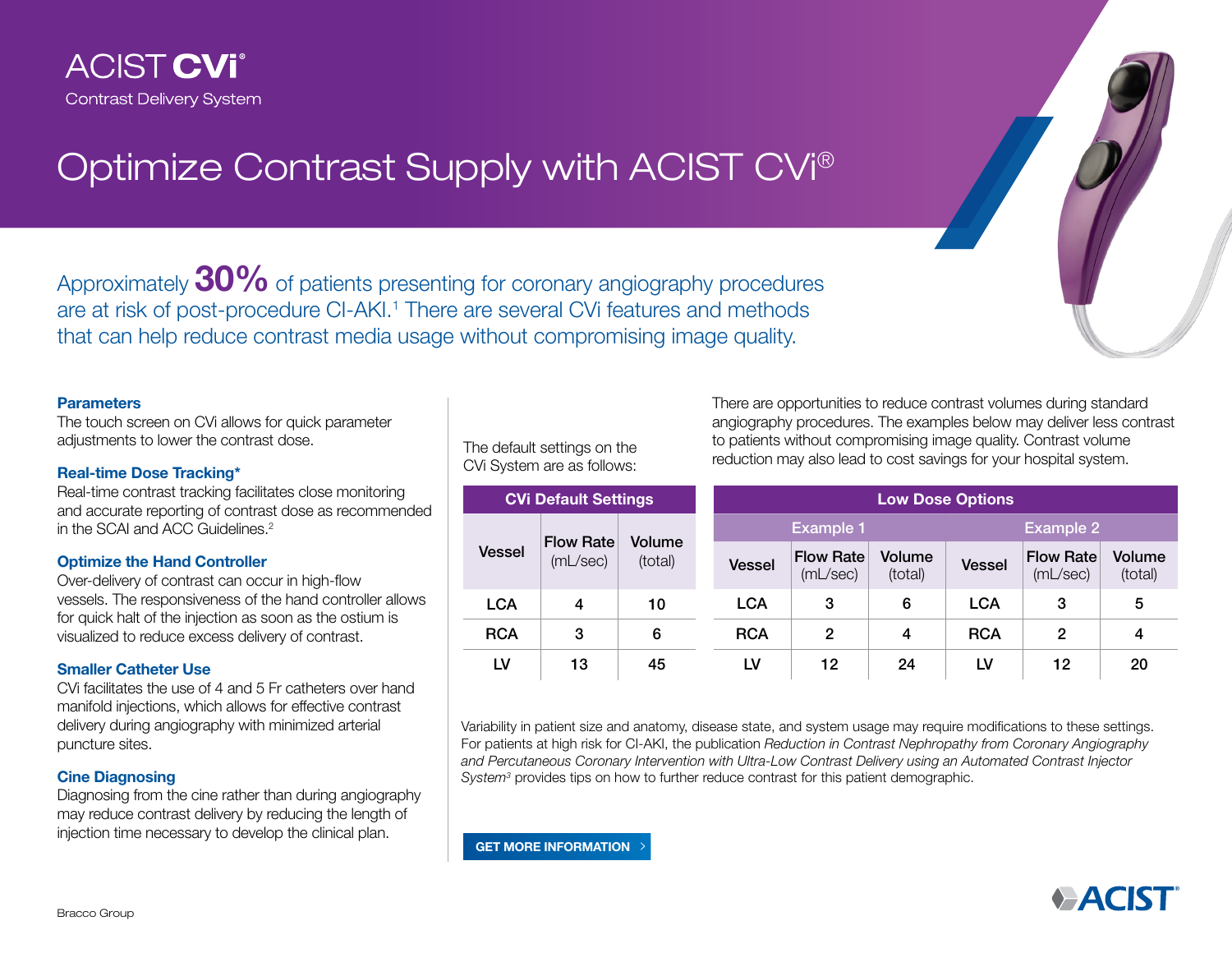# ACIST CVi®

Contrast Delivery System

## Optimize Contrast Supply with ACIST CVi®

Approximately **30%** of patients presenting for coronary angiography procedures are at risk of post-procedure CI-AKI.[1] There are several CVi features and methods that can help reduce contrast media usage without compromising image quality.

### Parameters

The touch screen on CVi allows for quick parameter adjustments to lower the contrast dose.

### Real-time Dose Tracking*

Real-time contrast tracking facilitates close monitoring and accurate reporting of contrast dose as recommended in the SCAI and ACC Guidelines.[2]

### Optimize the Hand Controller

Over-delivery of contrast can occur in high-flow vessels. The responsiveness of the hand controller allows for quick halt of the injection as soon as the ostium is visualized to reduce excess delivery of contrast.

### Smaller Catheter Use

CVi facilitates the use of 4 and 5 Fr catheters over hand manifold injections, which allows for effective contrast delivery during angiography with minimized arterial puncture sites.

### Cine Diagnosing

Diagnosing from the cine rather than during angiography may reduce contrast delivery by reducing the length of injection time necessary to develop the clinical plan.

The default settings on the CVi System are as follows:

| CVi Default Settings | | |
|---|---|---|
| Vessel | Flow Rate (mL/sec) | Volume (total) |
| LCA | 4 | 10 |
| RCA | 3 | 6 |
| LV | 13 | 45 |

There are opportunities to reduce contrast volumes during standard angiography procedures. The examples below may deliver less contrast to patients without compromising image quality. Contrast volume reduction may also lead to cost savings for your hospital system.

| Low Dose Options | | | | | |
|---|---|---|---|---|---|
| Example 1 | | | Example 2 | | |
| Vessel | Flow Rate (mL/sec) | Volume (total) | Vessel | Flow Rate (mL/sec) | Volume (total) |
| LCA | 3 | 6 | LCA | 3 | 5 |
| RCA | 2 | 4 | RCA | 2 | 4 |
| LV | 12 | 24 | LV | 12 | 20 |

Variability in patient size and anatomy, disease state, and system usage may require modifications to these settings. For patients at high risk for CI-AKI, the publication *Reduction in Contrast Nephropathy from Coronary Angiography and Percutaneous Coronary Intervention with Ultra-Low Contrast Delivery using an Automated Contrast Injector System*[3] provides tips on how to further reduce contrast for this patient demographic.

GET MORE INFORMATION >

Bracco Group

ACIST®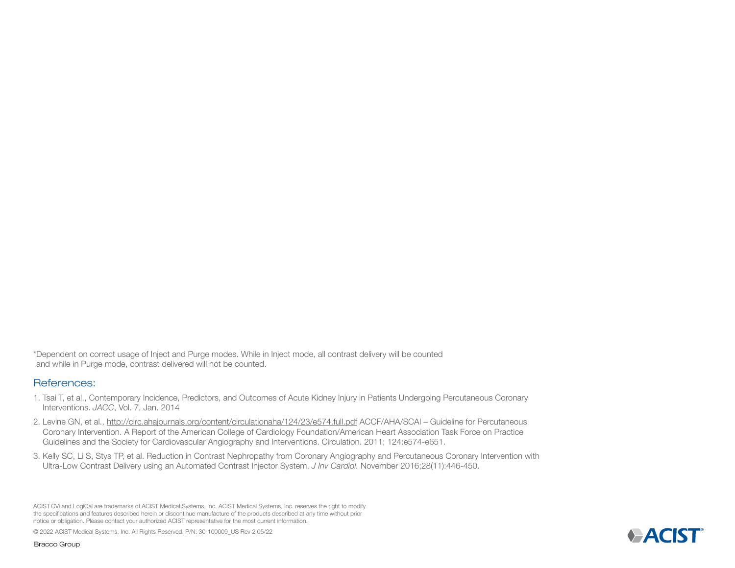*Dependent on correct usage of Inject and Purge modes. While in Inject mode, all contrast delivery will be counted and while in Purge mode, contrast delivered will not be counted.

## References:

1. Tsai T, et al., Contemporary Incidence, Predictors, and Outcomes of Acute Kidney Injury in Patients Undergoing Percutaneous Coronary Interventions. *JACC*, Vol. 7, Jan. 2014
2. Levine GN, et al., http://circ.ahajournals.org/content/circulationaha/124/23/e574.full.pdf ACCF/AHA/SCAI – Guideline for Percutaneous Coronary Intervention. A Report of the American College of Cardiology Foundation/American Heart Association Task Force on Practice Guidelines and the Society for Cardiovascular Angiography and Interventions. Circulation. 2011; 124:e574-e651.
3. Kelly SC, Li S, Stys TP, et al. Reduction in Contrast Nephropathy from Coronary Angiography and Percutaneous Coronary Intervention with Ultra-Low Contrast Delivery using an Automated Contrast Injector System. *J Inv Cardiol.* November 2016;28(11):446-450.

ACIST CVi and LogiCal are trademarks of ACIST Medical Systems, Inc. ACIST Medical Systems, Inc. reserves the right to modify the specifications and features described herein or discontinue manufacture of the products described at any time without prior notice or obligation. Please contact your authorized ACIST representative for the most current information.

© 2022 ACIST Medical Systems, Inc. All Rights Reserved. P/N: 30-100009_US Rev 2 05/22

Bracco Group

ACIST®